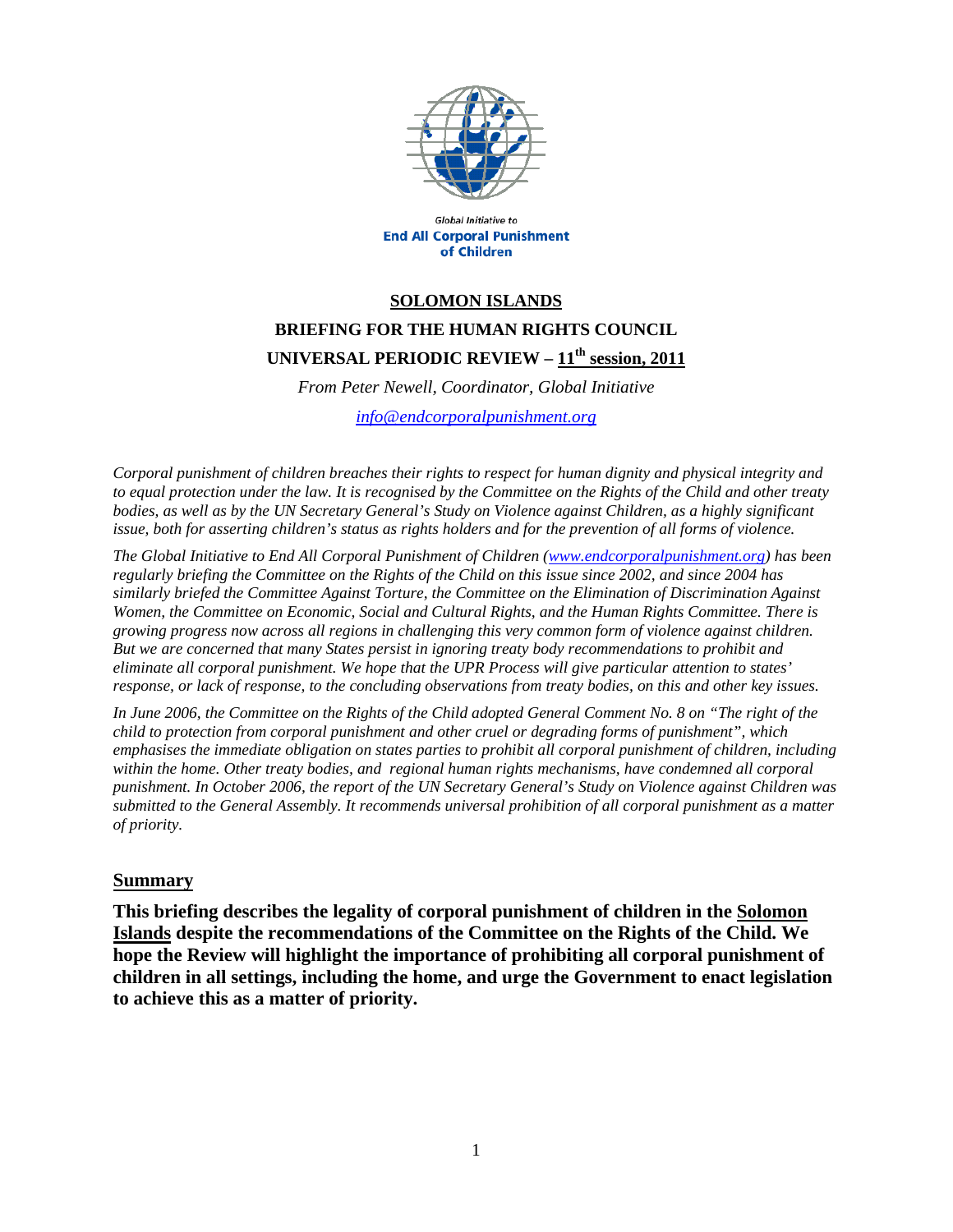Global Initiative to
**End All Corporal Punishment of Children**

# SOLOMON ISLANDS

## BRIEFING FOR THE HUMAN RIGHTS COUNCIL

## UNIVERSAL PERIODIC REVIEW – 11th session, 2011

*From Peter Newell, Coordinator, Global Initiative*

*info@endcorporalpunishment.org*

*Corporal punishment of children breaches their rights to respect for human dignity and physical integrity and to equal protection under the law. It is recognised by the Committee on the Rights of the Child and other treaty bodies, as well as by the UN Secretary General's Study on Violence against Children, as a highly significant issue, both for asserting children's status as rights holders and for the prevention of all forms of violence.*

*The Global Initiative to End All Corporal Punishment of Children (www.endcorporalpunishment.org) has been regularly briefing the Committee on the Rights of the Child on this issue since 2002, and since 2004 has similarly briefed the Committee Against Torture, the Committee on the Elimination of Discrimination Against Women, the Committee on Economic, Social and Cultural Rights, and the Human Rights Committee. There is growing progress now across all regions in challenging this very common form of violence against children. But we are concerned that many States persist in ignoring treaty body recommendations to prohibit and eliminate all corporal punishment. We hope that the UPR Process will give particular attention to states' response, or lack of response, to the concluding observations from treaty bodies, on this and other key issues.*

*In June 2006, the Committee on the Rights of the Child adopted General Comment No. 8 on "The right of the child to protection from corporal punishment and other cruel or degrading forms of punishment", which emphasises the immediate obligation on states parties to prohibit all corporal punishment of children, including within the home. Other treaty bodies, and regional human rights mechanisms, have condemned all corporal punishment. In October 2006, the report of the UN Secretary General's Study on Violence against Children was submitted to the General Assembly. It recommends universal prohibition of all corporal punishment as a matter of priority.*

## Summary

**This briefing describes the legality of corporal punishment of children in the Solomon Islands despite the recommendations of the Committee on the Rights of the Child. We hope the Review will highlight the importance of prohibiting all corporal punishment of children in all settings, including the home, and urge the Government to enact legislation to achieve this as a matter of priority.**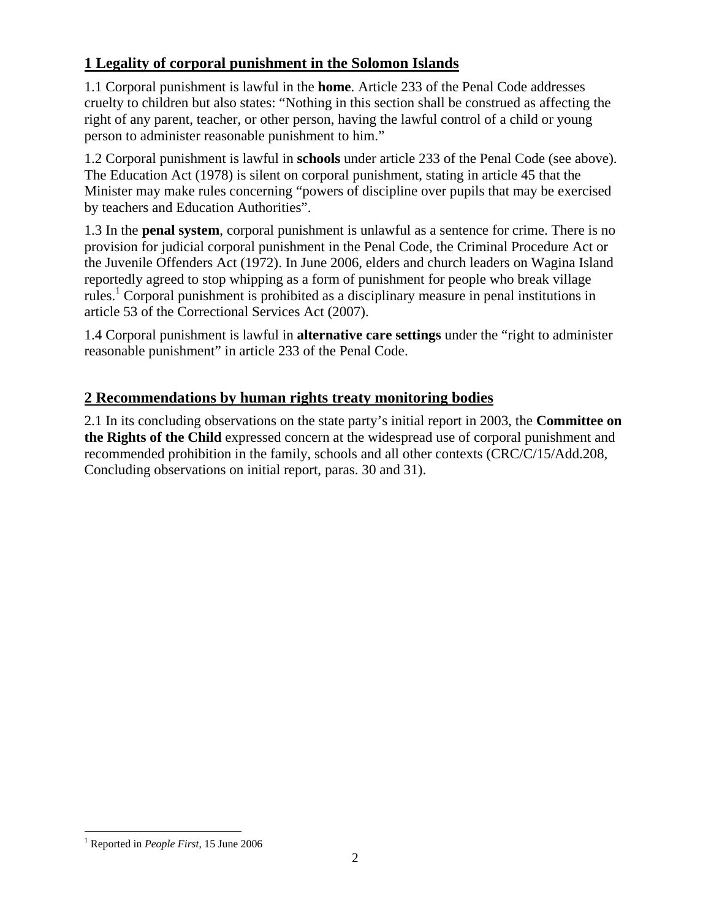## 1 Legality of corporal punishment in the Solomon Islands

1.1 Corporal punishment is lawful in the **home**. Article 233 of the Penal Code addresses cruelty to children but also states: "Nothing in this section shall be construed as affecting the right of any parent, teacher, or other person, having the lawful control of a child or young person to administer reasonable punishment to him."

1.2 Corporal punishment is lawful in **schools** under article 233 of the Penal Code (see above). The Education Act (1978) is silent on corporal punishment, stating in article 45 that the Minister may make rules concerning "powers of discipline over pupils that may be exercised by teachers and Education Authorities".

1.3 In the **penal system**, corporal punishment is unlawful as a sentence for crime. There is no provision for judicial corporal punishment in the Penal Code, the Criminal Procedure Act or the Juvenile Offenders Act (1972). In June 2006, elders and church leaders on Wagina Island reportedly agreed to stop whipping as a form of punishment for people who break village rules.[1] Corporal punishment is prohibited as a disciplinary measure in penal institutions in article 53 of the Correctional Services Act (2007).

1.4 Corporal punishment is lawful in **alternative care settings** under the "right to administer reasonable punishment" in article 233 of the Penal Code.

## 2 Recommendations by human rights treaty monitoring bodies

2.1 In its concluding observations on the state party's initial report in 2003, the **Committee on the Rights of the Child** expressed concern at the widespread use of corporal punishment and recommended prohibition in the family, schools and all other contexts (CRC/C/15/Add.208, Concluding observations on initial report, paras. 30 and 31).

[1] Reported in *People First*, 15 June 2006